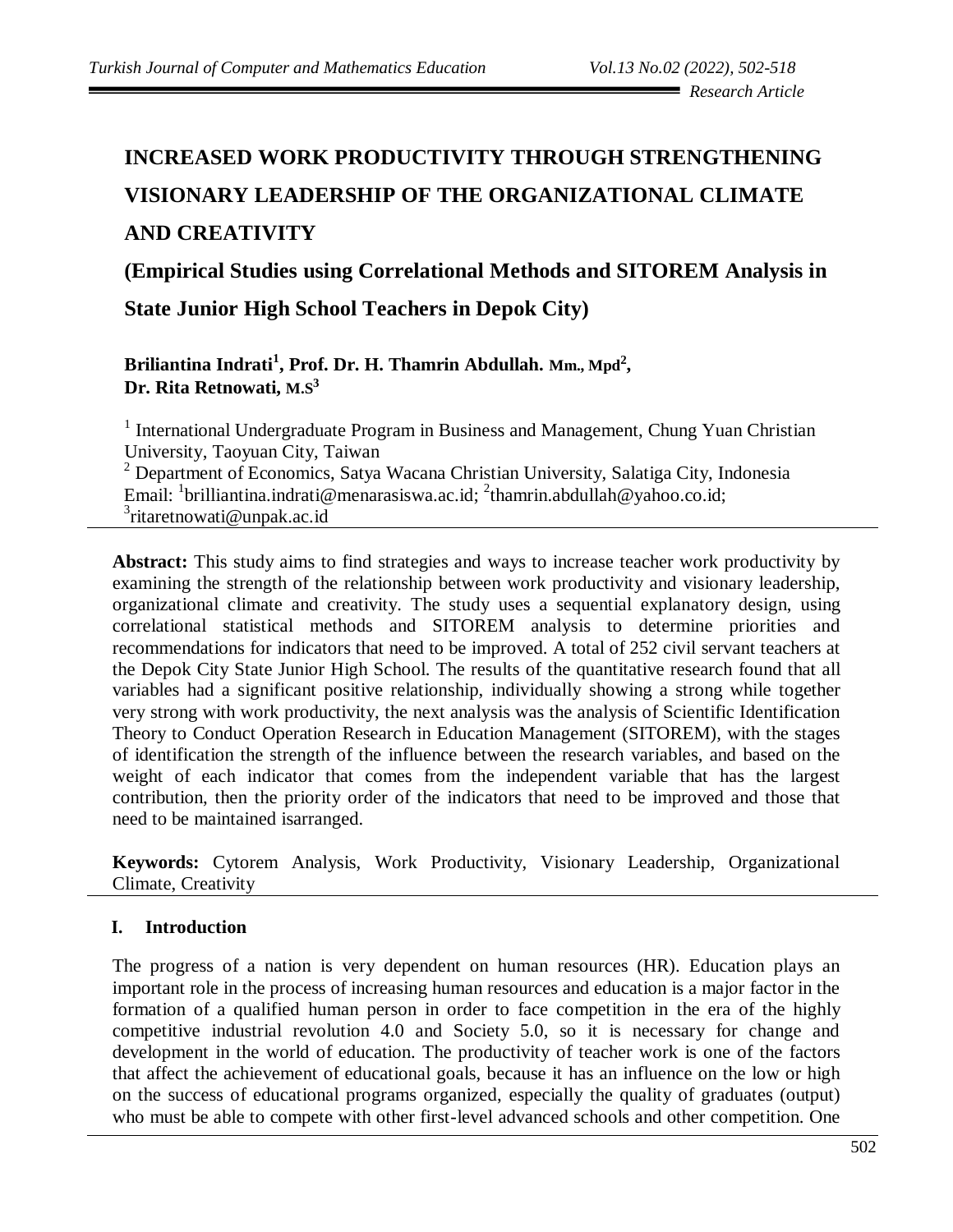# INCREASED WORK PRODUCTIVITY THROUGH STRENGTHENING VISIONARY LEADERSHIP OF THE ORGANIZATIONAL CLIMATE AND CREATIVITY

## (Empirical Studies using Correlational Methods and SITOREM Analysis in State Junior High School Teachers in Depok City)

**Briliantina Indrati[1], Prof. Dr. H. Thamrin Abdullah. Mm., Mpd[2], Dr. Rita Retnowati, M.S[3]**

[1] International Undergraduate Program in Business and Management, Chung Yuan Christian University, Taoyuan City, Taiwan
[2] Department of Economics, Satya Wacana Christian University, Salatiga City, Indonesia
Email: [1]brilliantina.indrati@menarasiswa.ac.id; [2]thamrin.abdullah@yahoo.co.id; [3]ritaretnowati@unpak.ac.id

**Abstract:** This study aims to find strategies and ways to increase teacher work productivity by examining the strength of the relationship between work productivity and visionary leadership, organizational climate and creativity. The study uses a sequential explanatory design, using correlational statistical methods and SITOREM analysis to determine priorities and recommendations for indicators that need to be improved. A total of 252 civil servant teachers at the Depok City State Junior High School. The results of the quantitative research found that all variables had a significant positive relationship, individually showing a strong while together very strong with work productivity, the next analysis was the analysis of Scientific Identification Theory to Conduct Operation Research in Education Management (SITOREM), with the stages of identification the strength of the influence between the research variables, and based on the weight of each indicator that comes from the independent variable that has the largest contribution, then the priority order of the indicators that need to be improved and those that need to be maintained isarranged.

**Keywords:** Cytorem Analysis, Work Productivity, Visionary Leadership, Organizational Climate, Creativity

## I. Introduction

The progress of a nation is very dependent on human resources (HR). Education plays an important role in the process of increasing human resources and education is a major factor in the formation of a qualified human person in order to face competition in the era of the highly competitive industrial revolution 4.0 and Society 5.0, so it is necessary for change and development in the world of education. The productivity of teacher work is one of the factors that affect the achievement of educational goals, because it has an influence on the low or high on the success of educational programs organized, especially the quality of graduates (output) who must be able to compete with other first-level advanced schools and other competition. One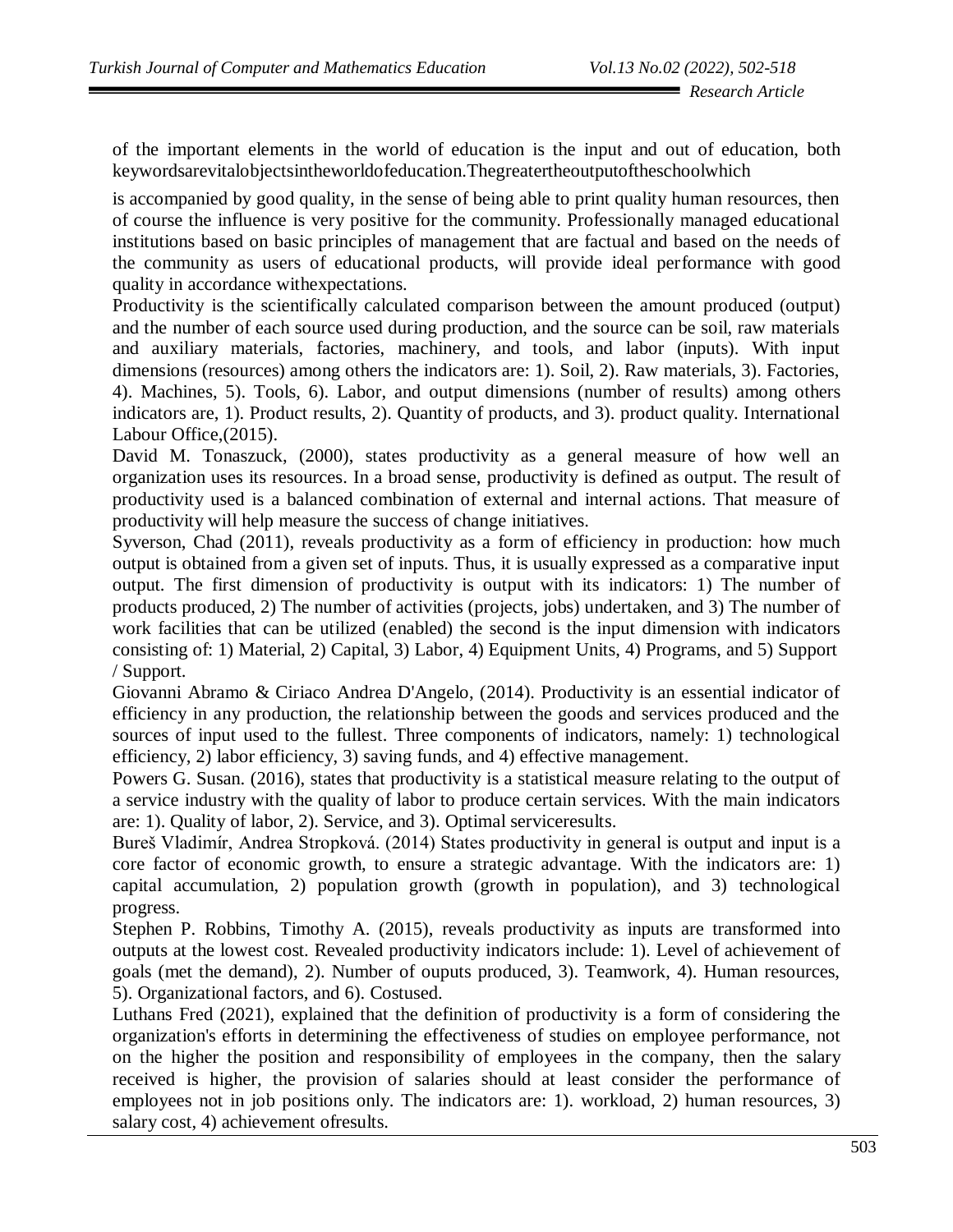of the important elements in the world of education is the input and out of education, both keywordsarevitalobjectsintheworldofeducation.Thegreatertheoutputoftheschoolwhich

is accompanied by good quality, in the sense of being able to print quality human resources, then of course the influence is very positive for the community. Professionally managed educational institutions based on basic principles of management that are factual and based on the needs of the community as users of educational products, will provide ideal performance with good quality in accordance withexpectations.

Productivity is the scientifically calculated comparison between the amount produced (output) and the number of each source used during production, and the source can be soil, raw materials and auxiliary materials, factories, machinery, and tools, and labor (inputs). With input dimensions (resources) among others the indicators are: 1). Soil, 2). Raw materials, 3). Factories, 4). Machines, 5). Tools, 6). Labor, and output dimensions (number of results) among others indicators are, 1). Product results, 2). Quantity of products, and 3). product quality. International Labour Office,(2015).

David M. Tonaszuck, (2000), states productivity as a general measure of how well an organization uses its resources. In a broad sense, productivity is defined as output. The result of productivity used is a balanced combination of external and internal actions. That measure of productivity will help measure the success of change initiatives.

Syverson, Chad (2011), reveals productivity as a form of efficiency in production: how much output is obtained from a given set of inputs. Thus, it is usually expressed as a comparative input output. The first dimension of productivity is output with its indicators: 1) The number of products produced, 2) The number of activities (projects, jobs) undertaken, and 3) The number of work facilities that can be utilized (enabled) the second is the input dimension with indicators consisting of: 1) Material, 2) Capital, 3) Labor, 4) Equipment Units, 4) Programs, and 5) Support / Support.

Giovanni Abramo & Ciriaco Andrea D'Angelo, (2014). Productivity is an essential indicator of efficiency in any production, the relationship between the goods and services produced and the sources of input used to the fullest. Three components of indicators, namely: 1) technological efficiency, 2) labor efficiency, 3) saving funds, and 4) effective management.

Powers G. Susan. (2016), states that productivity is a statistical measure relating to the output of a service industry with the quality of labor to produce certain services. With the main indicators are: 1). Quality of labor, 2). Service, and 3). Optimal serviceresults.

Bureš Vladimír, Andrea Stropková. (2014) States productivity in general is output and input is a core factor of economic growth, to ensure a strategic advantage. With the indicators are: 1) capital accumulation, 2) population growth (growth in population), and 3) technological progress.

Stephen P. Robbins, Timothy A. (2015), reveals productivity as inputs are transformed into outputs at the lowest cost. Revealed productivity indicators include: 1). Level of achievement of goals (met the demand), 2). Number of ouputs produced, 3). Teamwork, 4). Human resources, 5). Organizational factors, and 6). Costused.

Luthans Fred (2021), explained that the definition of productivity is a form of considering the organization's efforts in determining the effectiveness of studies on employee performance, not on the higher the position and responsibility of employees in the company, then the salary received is higher, the provision of salaries should at least consider the performance of employees not in job positions only. The indicators are: 1). workload, 2) human resources, 3) salary cost, 4) achievement ofresults.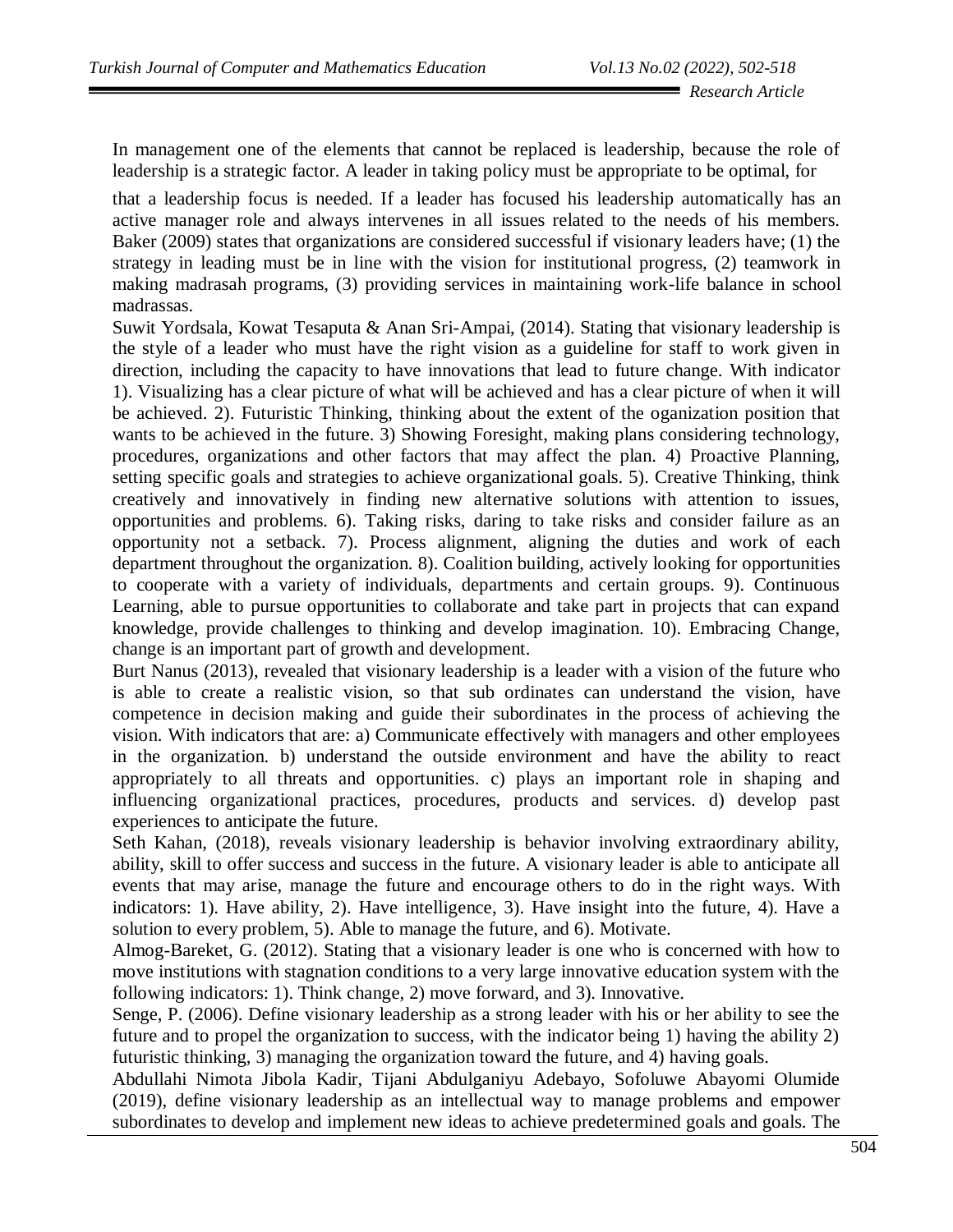In management one of the elements that cannot be replaced is leadership, because the role of leadership is a strategic factor. A leader in taking policy must be appropriate to be optimal, for that a leadership focus is needed. If a leader has focused his leadership automatically has an active manager role and always intervenes in all issues related to the needs of his members. Baker (2009) states that organizations are considered successful if visionary leaders have; (1) the strategy in leading must be in line with the vision for institutional progress, (2) teamwork in making madrasah programs, (3) providing services in maintaining work-life balance in school madrassas.

Suwit Yordsala, Kowat Tesaputa & Anan Sri-Ampai, (2014). Stating that visionary leadership is the style of a leader who must have the right vision as a guideline for staff to work given in direction, including the capacity to have innovations that lead to future change. With indicator 1). Visualizing has a clear picture of what will be achieved and has a clear picture of when it will be achieved. 2). Futuristic Thinking, thinking about the extent of the oganization position that wants to be achieved in the future. 3) Showing Foresight, making plans considering technology, procedures, organizations and other factors that may affect the plan. 4) Proactive Planning, setting specific goals and strategies to achieve organizational goals. 5). Creative Thinking, think creatively and innovatively in finding new alternative solutions with attention to issues, opportunities and problems. 6). Taking risks, daring to take risks and consider failure as an opportunity not a setback. 7). Process alignment, aligning the duties and work of each department throughout the organization. 8). Coalition building, actively looking for opportunities to cooperate with a variety of individuals, departments and certain groups. 9). Continuous Learning, able to pursue opportunities to collaborate and take part in projects that can expand knowledge, provide challenges to thinking and develop imagination. 10). Embracing Change, change is an important part of growth and development.

Burt Nanus (2013), revealed that visionary leadership is a leader with a vision of the future who is able to create a realistic vision, so that sub ordinates can understand the vision, have competence in decision making and guide their subordinates in the process of achieving the vision. With indicators that are: a) Communicate effectively with managers and other employees in the organization. b) understand the outside environment and have the ability to react appropriately to all threats and opportunities. c) plays an important role in shaping and influencing organizational practices, procedures, products and services. d) develop past experiences to anticipate the future.

Seth Kahan, (2018), reveals visionary leadership is behavior involving extraordinary ability, ability, skill to offer success and success in the future. A visionary leader is able to anticipate all events that may arise, manage the future and encourage others to do in the right ways. With indicators: 1). Have ability, 2). Have intelligence, 3). Have insight into the future, 4). Have a solution to every problem, 5). Able to manage the future, and 6). Motivate.

Almog-Bareket, G. (2012). Stating that a visionary leader is one who is concerned with how to move institutions with stagnation conditions to a very large innovative education system with the following indicators: 1). Think change, 2) move forward, and 3). Innovative.

Senge, P. (2006). Define visionary leadership as a strong leader with his or her ability to see the future and to propel the organization to success, with the indicator being 1) having the ability 2) futuristic thinking, 3) managing the organization toward the future, and 4) having goals.

Abdullahi Nimota Jibola Kadir, Tijani Abdulganiyu Adebayo, Sofoluwe Abayomi Olumide (2019), define visionary leadership as an intellectual way to manage problems and empower subordinates to develop and implement new ideas to achieve predetermined goals and goals. The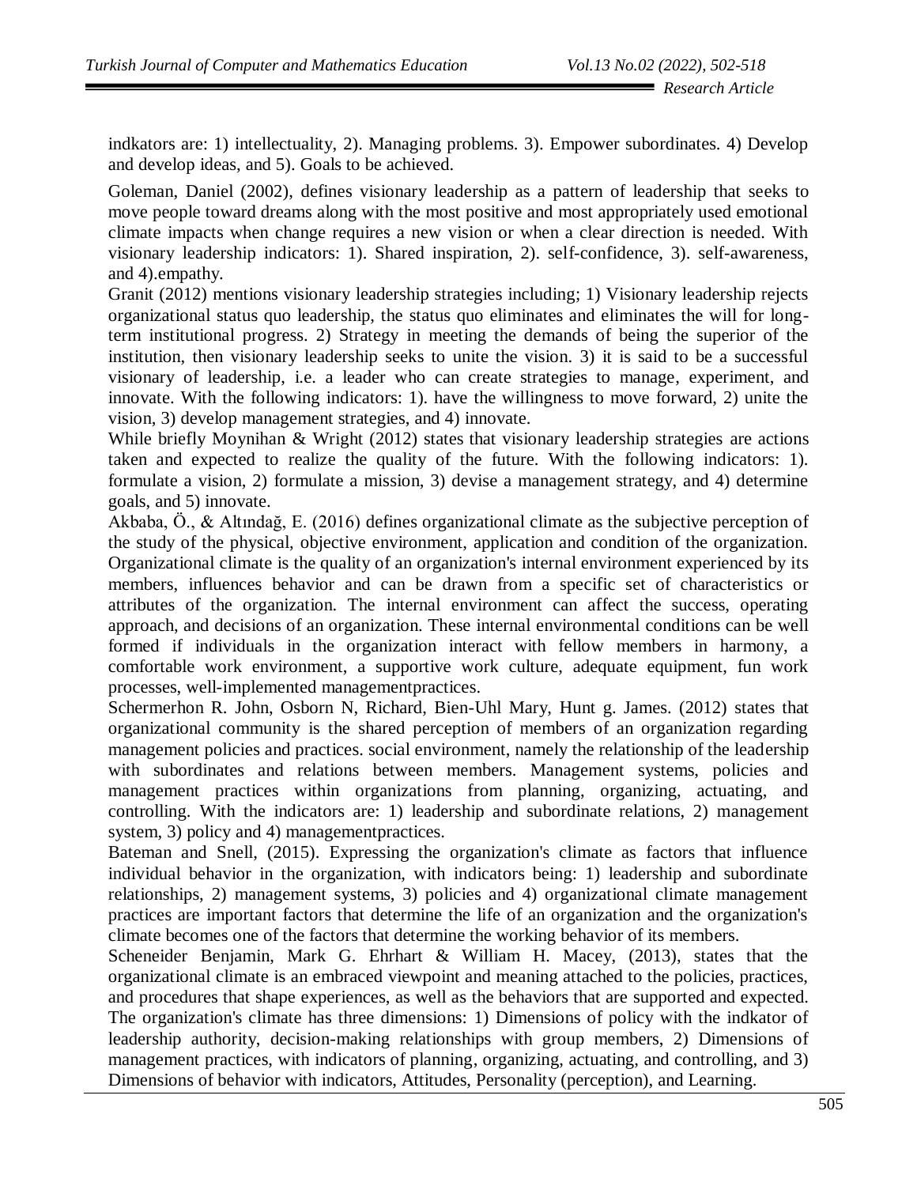indkators are: 1) intellectuality, 2). Managing problems. 3). Empower subordinates. 4) Develop and develop ideas, and 5). Goals to be achieved.

Goleman, Daniel (2002), defines visionary leadership as a pattern of leadership that seeks to move people toward dreams along with the most positive and most appropriately used emotional climate impacts when change requires a new vision or when a clear direction is needed. With visionary leadership indicators: 1). Shared inspiration, 2). self-confidence, 3). self-awareness, and 4).empathy.

Granit (2012) mentions visionary leadership strategies including; 1) Visionary leadership rejects organizational status quo leadership, the status quo eliminates and eliminates the will for long-term institutional progress. 2) Strategy in meeting the demands of being the superior of the institution, then visionary leadership seeks to unite the vision. 3) it is said to be a successful visionary of leadership, i.e. a leader who can create strategies to manage, experiment, and innovate. With the following indicators: 1). have the willingness to move forward, 2) unite the vision, 3) develop management strategies, and 4) innovate.

While briefly Moynihan & Wright (2012) states that visionary leadership strategies are actions taken and expected to realize the quality of the future. With the following indicators: 1). formulate a vision, 2) formulate a mission, 3) devise a management strategy, and 4) determine goals, and 5) innovate.

Akbaba, Ö., & Altındağ, E. (2016) defines organizational climate as the subjective perception of the study of the physical, objective environment, application and condition of the organization. Organizational climate is the quality of an organization's internal environment experienced by its members, influences behavior and can be drawn from a specific set of characteristics or attributes of the organization. The internal environment can affect the success, operating approach, and decisions of an organization. These internal environmental conditions can be well formed if individuals in the organization interact with fellow members in harmony, a comfortable work environment, a supportive work culture, adequate equipment, fun work processes, well-implemented managementpractices.

Schermerhon R. John, Osborn N, Richard, Bien-Uhl Mary, Hunt g. James. (2012) states that organizational community is the shared perception of members of an organization regarding management policies and practices. social environment, namely the relationship of the leadership with subordinates and relations between members. Management systems, policies and management practices within organizations from planning, organizing, actuating, and controlling. With the indicators are: 1) leadership and subordinate relations, 2) management system, 3) policy and 4) managementpractices.

Bateman and Snell, (2015). Expressing the organization's climate as factors that influence individual behavior in the organization, with indicators being: 1) leadership and subordinate relationships, 2) management systems, 3) policies and 4) organizational climate management practices are important factors that determine the life of an organization and the organization's climate becomes one of the factors that determine the working behavior of its members.

Scheneider Benjamin, Mark G. Ehrhart & William H. Macey, (2013), states that the organizational climate is an embraced viewpoint and meaning attached to the policies, practices, and procedures that shape experiences, as well as the behaviors that are supported and expected. The organization's climate has three dimensions: 1) Dimensions of policy with the indkator of leadership authority, decision-making relationships with group members, 2) Dimensions of management practices, with indicators of planning, organizing, actuating, and controlling, and 3) Dimensions of behavior with indicators, Attitudes, Personality (perception), and Learning.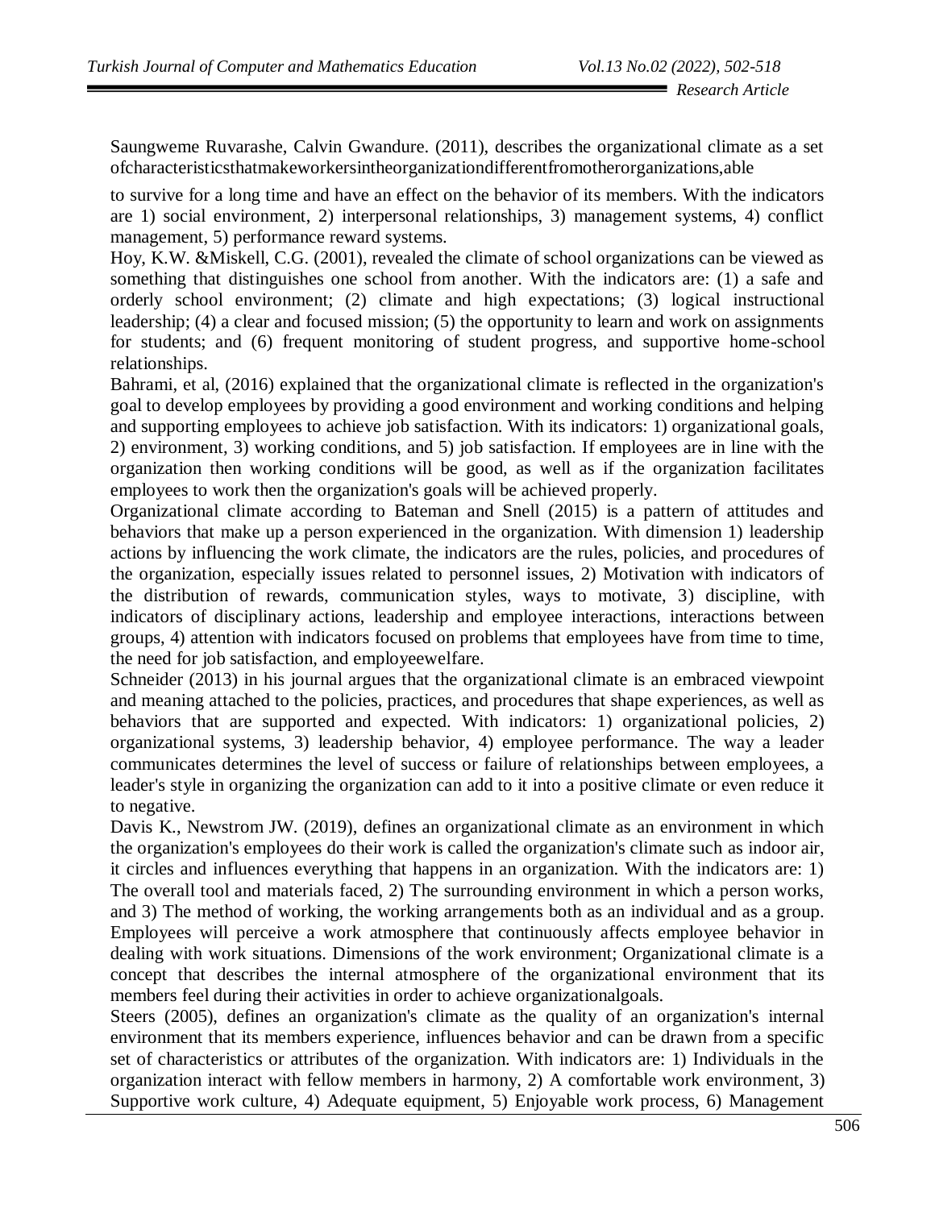Saungweme Ruvarashe, Calvin Gwandure. (2011), describes the organizational climate as a set ofcharacteristicsthatmakeworkersintheorganizationdifferentfromotherorganizations,able to survive for a long time and have an effect on the behavior of its members. With the indicators are 1) social environment, 2) interpersonal relationships, 3) management systems, 4) conflict management, 5) performance reward systems.

Hoy, K.W. &Miskell, C.G. (2001), revealed the climate of school organizations can be viewed as something that distinguishes one school from another. With the indicators are: (1) a safe and orderly school environment; (2) climate and high expectations; (3) logical instructional leadership; (4) a clear and focused mission; (5) the opportunity to learn and work on assignments for students; and (6) frequent monitoring of student progress, and supportive home-school relationships.

Bahrami, et al, (2016) explained that the organizational climate is reflected in the organization's goal to develop employees by providing a good environment and working conditions and helping and supporting employees to achieve job satisfaction. With its indicators: 1) organizational goals, 2) environment, 3) working conditions, and 5) job satisfaction. If employees are in line with the organization then working conditions will be good, as well as if the organization facilitates employees to work then the organization's goals will be achieved properly.

Organizational climate according to Bateman and Snell (2015) is a pattern of attitudes and behaviors that make up a person experienced in the organization. With dimension 1) leadership actions by influencing the work climate, the indicators are the rules, policies, and procedures of the organization, especially issues related to personnel issues, 2) Motivation with indicators of the distribution of rewards, communication styles, ways to motivate, 3) discipline, with indicators of disciplinary actions, leadership and employee interactions, interactions between groups, 4) attention with indicators focused on problems that employees have from time to time, the need for job satisfaction, and employeewelfare.

Schneider (2013) in his journal argues that the organizational climate is an embraced viewpoint and meaning attached to the policies, practices, and procedures that shape experiences, as well as behaviors that are supported and expected. With indicators: 1) organizational policies, 2) organizational systems, 3) leadership behavior, 4) employee performance. The way a leader communicates determines the level of success or failure of relationships between employees, a leader's style in organizing the organization can add to it into a positive climate or even reduce it to negative.

Davis K., Newstrom JW. (2019), defines an organizational climate as an environment in which the organization's employees do their work is called the organization's climate such as indoor air, it circles and influences everything that happens in an organization. With the indicators are: 1) The overall tool and materials faced, 2) The surrounding environment in which a person works, and 3) The method of working, the working arrangements both as an individual and as a group. Employees will perceive a work atmosphere that continuously affects employee behavior in dealing with work situations. Dimensions of the work environment; Organizational climate is a concept that describes the internal atmosphere of the organizational environment that its members feel during their activities in order to achieve organizationalgoals.

Steers (2005), defines an organization's climate as the quality of an organization's internal environment that its members experience, influences behavior and can be drawn from a specific set of characteristics or attributes of the organization. With indicators are: 1) Individuals in the organization interact with fellow members in harmony, 2) A comfortable work environment, 3) Supportive work culture, 4) Adequate equipment, 5) Enjoyable work process, 6) Management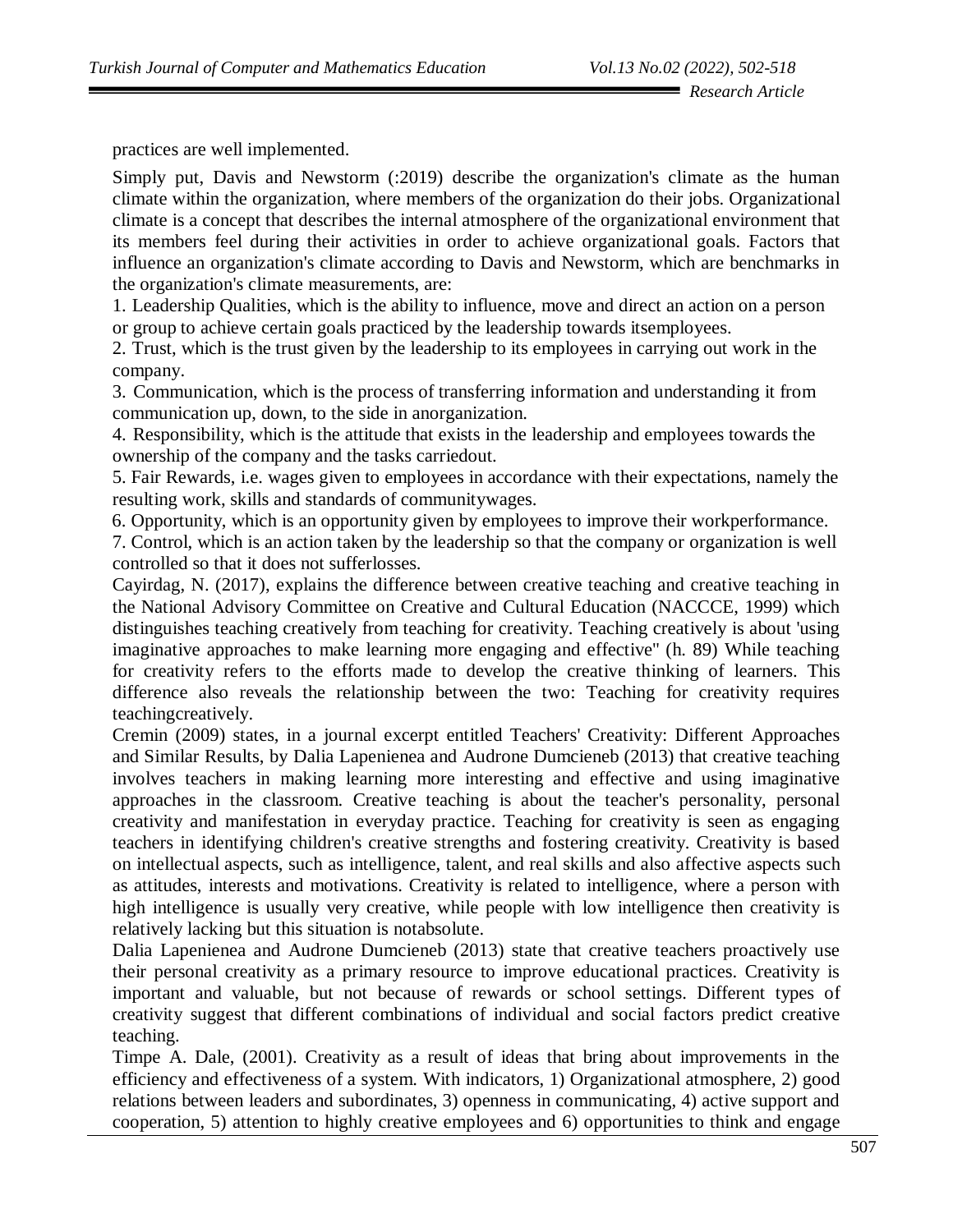practices are well implemented.

Simply put, Davis and Newstorm (:2019) describe the organization's climate as the human climate within the organization, where members of the organization do their jobs. Organizational climate is a concept that describes the internal atmosphere of the organizational environment that its members feel during their activities in order to achieve organizational goals. Factors that influence an organization's climate according to Davis and Newstorm, which are benchmarks in the organization's climate measurements, are:

1. Leadership Qualities, which is the ability to influence, move and direct an action on a person or group to achieve certain goals practiced by the leadership towards itsemployees.
2. Trust, which is the trust given by the leadership to its employees in carrying out work in the company.
3. Communication, which is the process of transferring information and understanding it from communication up, down, to the side in anorganization.
4. Responsibility, which is the attitude that exists in the leadership and employees towards the ownership of the company and the tasks carriedout.
5. Fair Rewards, i.e. wages given to employees in accordance with their expectations, namely the resulting work, skills and standards of communitywages.
6. Opportunity, which is an opportunity given by employees to improve their workperformance.
7. Control, which is an action taken by the leadership so that the company or organization is well controlled so that it does not sufferlosses.

Cayirdag, N. (2017), explains the difference between creative teaching and creative teaching in the National Advisory Committee on Creative and Cultural Education (NACCCE, 1999) which distinguishes teaching creatively from teaching for creativity. Teaching creatively is about 'using imaginative approaches to make learning more engaging and effective" (h. 89) While teaching for creativity refers to the efforts made to develop the creative thinking of learners. This difference also reveals the relationship between the two: Teaching for creativity requires teachingcreatively.

Cremin (2009) states, in a journal excerpt entitled Teachers' Creativity: Different Approaches and Similar Results, by Dalia Lapenienea and Audrone Dumcieneb (2013) that creative teaching involves teachers in making learning more interesting and effective and using imaginative approaches in the classroom. Creative teaching is about the teacher's personality, personal creativity and manifestation in everyday practice. Teaching for creativity is seen as engaging teachers in identifying children's creative strengths and fostering creativity. Creativity is based on intellectual aspects, such as intelligence, talent, and real skills and also affective aspects such as attitudes, interests and motivations. Creativity is related to intelligence, where a person with high intelligence is usually very creative, while people with low intelligence then creativity is relatively lacking but this situation is notabsolute.

Dalia Lapenienea and Audrone Dumcieneb (2013) state that creative teachers proactively use their personal creativity as a primary resource to improve educational practices. Creativity is important and valuable, but not because of rewards or school settings. Different types of creativity suggest that different combinations of individual and social factors predict creative teaching.

Timpe A. Dale, (2001). Creativity as a result of ideas that bring about improvements in the efficiency and effectiveness of a system. With indicators, 1) Organizational atmosphere, 2) good relations between leaders and subordinates, 3) openness in communicating, 4) active support and cooperation, 5) attention to highly creative employees and 6) opportunities to think and engage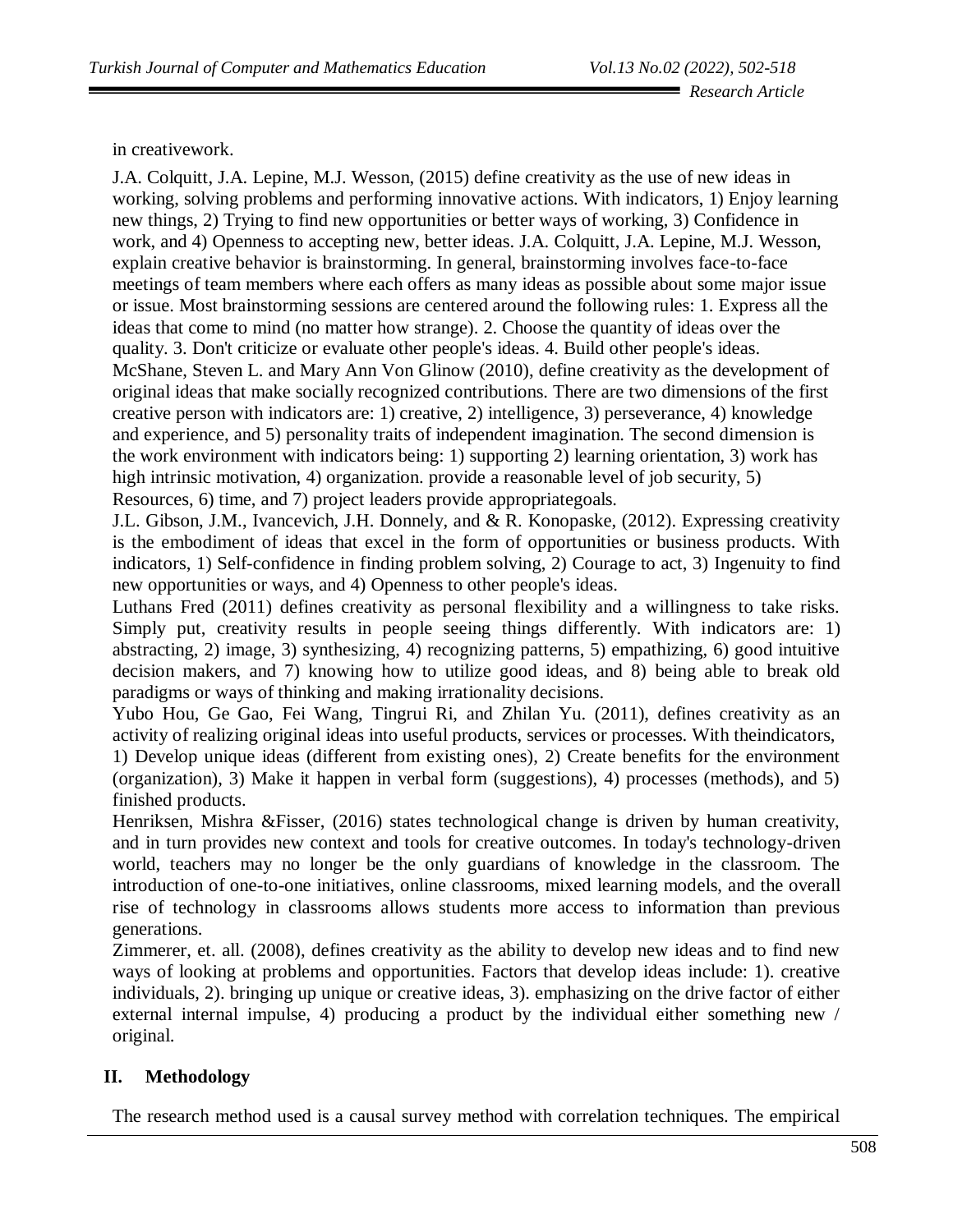in creativework.

J.A. Colquitt, J.A. Lepine, M.J. Wesson, (2015) define creativity as the use of new ideas in working, solving problems and performing innovative actions. With indicators, 1) Enjoy learning new things, 2) Trying to find new opportunities or better ways of working, 3) Confidence in work, and 4) Openness to accepting new, better ideas. J.A. Colquitt, J.A. Lepine, M.J. Wesson, explain creative behavior is brainstorming. In general, brainstorming involves face-to-face meetings of team members where each offers as many ideas as possible about some major issue or issue. Most brainstorming sessions are centered around the following rules: 1. Express all the ideas that come to mind (no matter how strange). 2. Choose the quantity of ideas over the quality. 3. Don't criticize or evaluate other people's ideas. 4. Build other people's ideas.

McShane, Steven L. and Mary Ann Von Glinow (2010), define creativity as the development of original ideas that make socially recognized contributions. There are two dimensions of the first creative person with indicators are: 1) creative, 2) intelligence, 3) perseverance, 4) knowledge and experience, and 5) personality traits of independent imagination. The second dimension is the work environment with indicators being: 1) supporting 2) learning orientation, 3) work has high intrinsic motivation, 4) organization. provide a reasonable level of job security, 5) Resources, 6) time, and 7) project leaders provide appropriategoals.

J.L. Gibson, J.M., Ivancevich, J.H. Donnely, and & R. Konopaske, (2012). Expressing creativity is the embodiment of ideas that excel in the form of opportunities or business products. With indicators, 1) Self-confidence in finding problem solving, 2) Courage to act, 3) Ingenuity to find new opportunities or ways, and 4) Openness to other people's ideas.

Luthans Fred (2011) defines creativity as personal flexibility and a willingness to take risks. Simply put, creativity results in people seeing things differently. With indicators are: 1) abstracting, 2) image, 3) synthesizing, 4) recognizing patterns, 5) empathizing, 6) good intuitive decision makers, and 7) knowing how to utilize good ideas, and 8) being able to break old paradigms or ways of thinking and making irrationality decisions.

Yubo Hou, Ge Gao, Fei Wang, Tingrui Ri, and Zhilan Yu. (2011), defines creativity as an activity of realizing original ideas into useful products, services or processes. With theindicators, 1) Develop unique ideas (different from existing ones), 2) Create benefits for the environment (organization), 3) Make it happen in verbal form (suggestions), 4) processes (methods), and 5) finished products.

Henriksen, Mishra &Fisser, (2016) states technological change is driven by human creativity, and in turn provides new context and tools for creative outcomes. In today's technology-driven world, teachers may no longer be the only guardians of knowledge in the classroom. The introduction of one-to-one initiatives, online classrooms, mixed learning models, and the overall rise of technology in classrooms allows students more access to information than previous generations.

Zimmerer, et. all. (2008), defines creativity as the ability to develop new ideas and to find new ways of looking at problems and opportunities. Factors that develop ideas include: 1). creative individuals, 2). bringing up unique or creative ideas, 3). emphasizing on the drive factor of either external internal impulse, 4) producing a product by the individual either something new / original.

## II. Methodology

The research method used is a causal survey method with correlation techniques. The empirical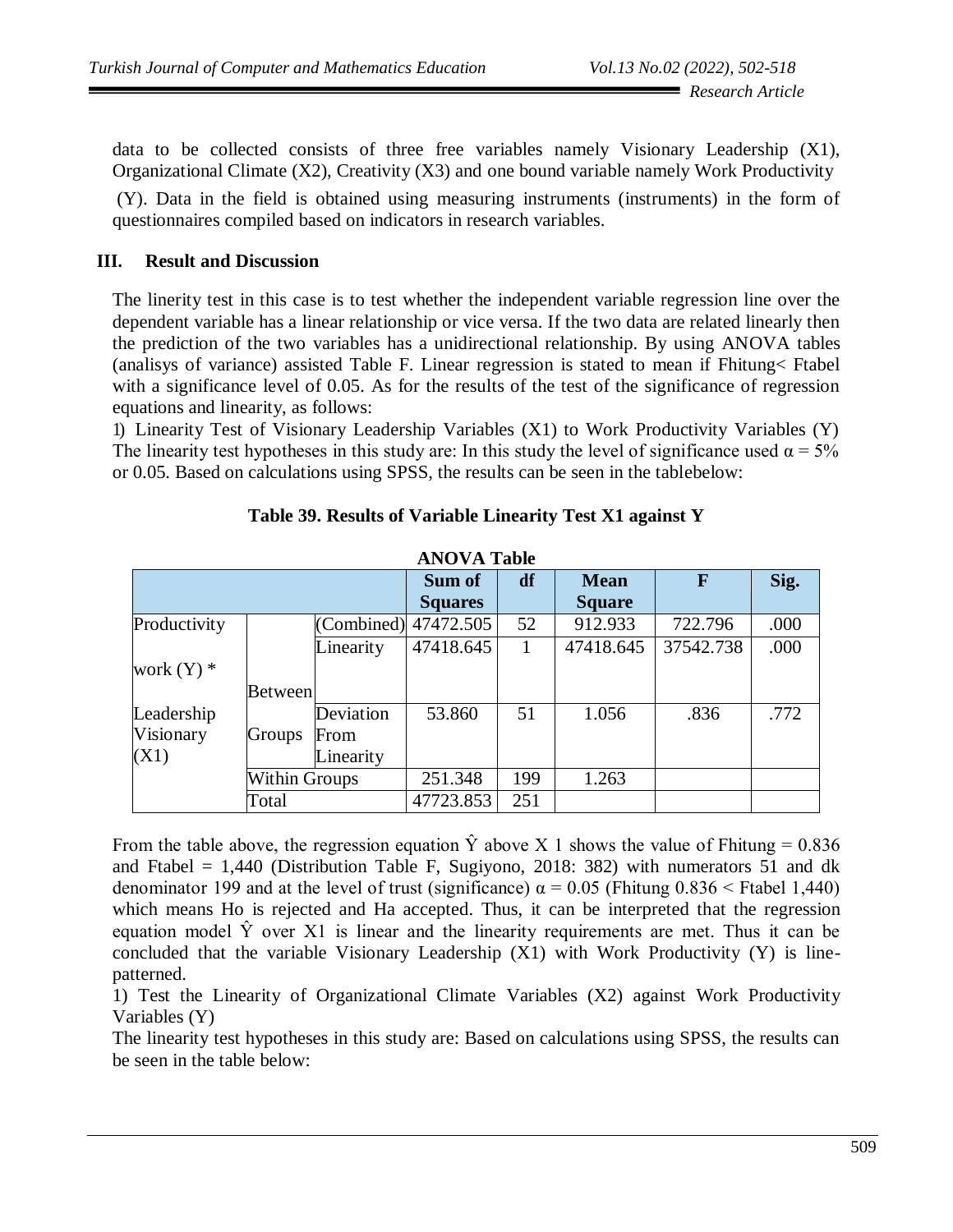data to be collected consists of three free variables namely Visionary Leadership (X1), Organizational Climate (X2), Creativity (X3) and one bound variable namely Work Productivity

(Y). Data in the field is obtained using measuring instruments (instruments) in the form of questionnaires compiled based on indicators in research variables.

## III. Result and Discussion

The linerity test in this case is to test whether the independent variable regression line over the dependent variable has a linear relationship or vice versa. If the two data are related linearly then the prediction of the two variables has a unidirectional relationship. By using ANOVA tables (analisys of variance) assisted Table F. Linear regression is stated to mean if Fhitung< Ftabel with a significance level of 0.05. As for the results of the test of the significance of regression equations and linearity, as follows:

1) Linearity Test of Visionary Leadership Variables (X1) to Work Productivity Variables (Y) The linearity test hypotheses in this study are: In this study the level of significance used $\alpha = 5\%$ or 0.05. Based on calculations using SPSS, the results can be seen in the tablebelow:

**Table 39. Results of Variable Linearity Test X1 against Y**

**ANOVA Table**

| | | | Sum of Squares | df | Mean Square | F | Sig. |
|---|---|---|---|---|---|---|---|
| Productivity work (Y) * Leadership Visionary (X1) | Between Groups | (Combined) | 47472.505 | 52 | 912.933 | 722.796 | .000 |
| | | Linearity | 47418.645 | 1 | 47418.645 | 37542.738 | .000 |
| | | Deviation From Linearity | 53.860 | 51 | 1.056 | .836 | .772 |
| | Within Groups | | 251.348 | 199 | 1.263 | | |
| | Total | | 47723.853 | 251 | | | |

From the table above, the regression equation $\hat{Y}$ above X 1 shows the value of Fhitung = 0.836 and Ftabel = 1,440 (Distribution Table F, Sugiyono, 2018: 382) with numerators 51 and dk denominator 199 and at the level of trust (significance) $\alpha = 0.05$ (Fhitung 0.836 < Ftabel 1,440) which means Ho is rejected and Ha accepted. Thus, it can be interpreted that the regression equation model $\hat{Y}$ over X1 is linear and the linearity requirements are met. Thus it can be concluded that the variable Visionary Leadership (X1) with Work Productivity (Y) is line-patterned.

1) Test the Linearity of Organizational Climate Variables (X2) against Work Productivity Variables (Y)

The linearity test hypotheses in this study are: Based on calculations using SPSS, the results can be seen in the table below: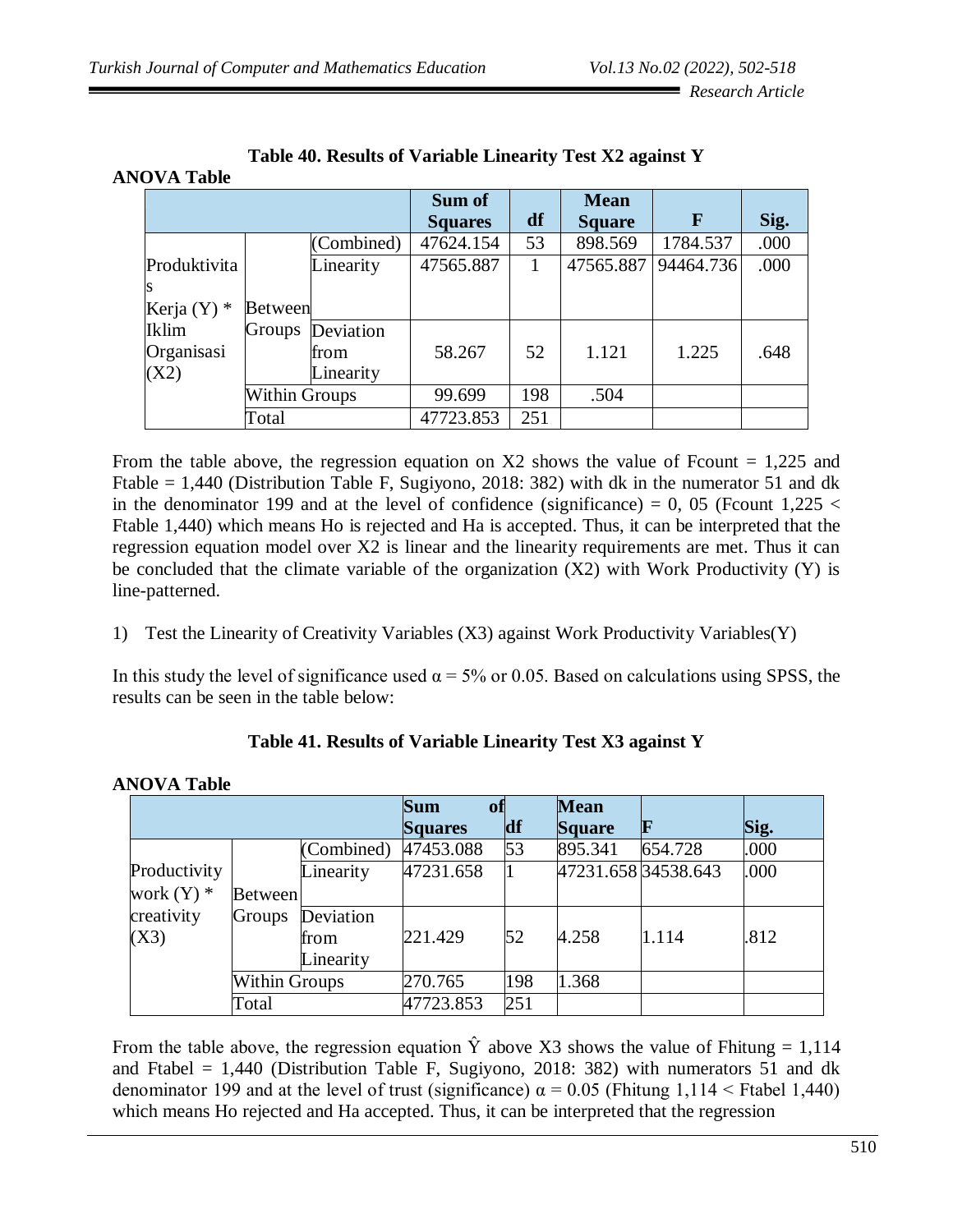**Table 40. Results of Variable Linearity Test X2 against Y**

**ANOVA Table**

| | | | Sum of Squares | df | Mean Square | F | Sig. |
|---|---|---|---|---|---|---|---|
| Produktivitas Kerja (Y) * Iklim Organisasi (X2) | Between Groups | (Combined) | 47624.154 | 53 | 898.569 | 1784.537 | .000 |
| | | Linearity | 47565.887 | 1 | 47565.887 | 94464.736 | .000 |
| | | Deviation from Linearity | 58.267 | 52 | 1.121 | 1.225 | .648 |
| | Within Groups | | 99.699 | 198 | .504 | | |
| | Total | | 47723.853 | 251 | | | |

From the table above, the regression equation on X2 shows the value of Fcount = 1,225 and Ftable = 1,440 (Distribution Table F, Sugiyono, 2018: 382) with dk in the numerator 51 and dk in the denominator 199 and at the level of confidence (significance) = 0, 05 (Fcount 1,225 < Ftable 1,440) which means Ho is rejected and Ha is accepted. Thus, it can be interpreted that the regression equation model over X2 is linear and the linearity requirements are met. Thus it can be concluded that the climate variable of the organization (X2) with Work Productivity (Y) is line-patterned.

1) Test the Linearity of Creativity Variables (X3) against Work Productivity Variables(Y)

In this study the level of significance used $\alpha = 5\%$ or 0.05. Based on calculations using SPSS, the results can be seen in the table below:

**Table 41. Results of Variable Linearity Test X3 against Y**

**ANOVA Table**

| | | | Sum of Squares | df | Mean Square | F | Sig. |
|---|---|---|---|---|---|---|---|
| Productivity work (Y) * creativity (X3) | Between Groups | (Combined) | 47453.088 | 53 | 895.341 | 654.728 | .000 |
| | | Linearity | 47231.658 | 1 | 47231.658 | 34538.643 | .000 |
| | | Deviation from Linearity | 221.429 | 52 | 4.258 | 1.114 | .812 |
| | Within Groups | | 270.765 | 198 | 1.368 | | |
| | Total | | 47723.853 | 251 | | | |

From the table above, the regression equation $\hat{Y}$ above X3 shows the value of Fhitung = 1,114 and Ftabel = 1,440 (Distribution Table F, Sugiyono, 2018: 382) with numerators 51 and dk denominator 199 and at the level of trust (significance) $\alpha = 0.05$ (Fhitung 1,114 < Ftabel 1,440) which means Ho rejected and Ha accepted. Thus, it can be interpreted that the regression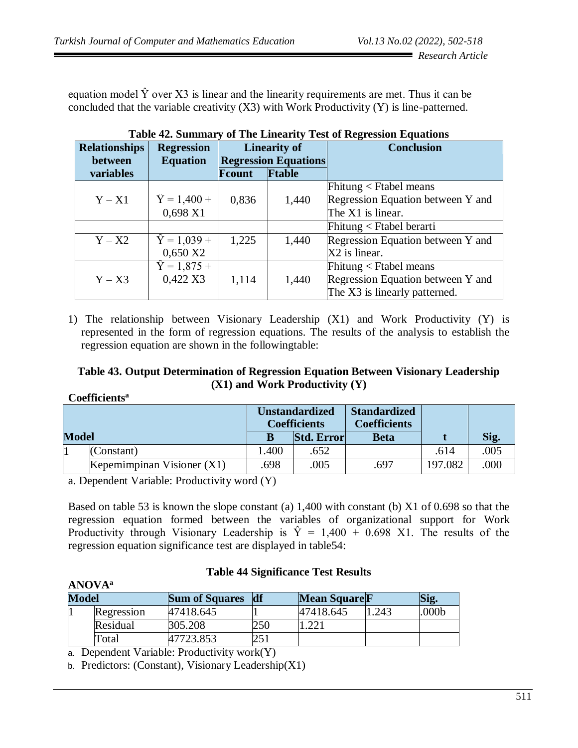equation model $\hat{Y}$ over X3 is linear and the linearity requirements are met. Thus it can be concluded that the variable creativity (X3) with Work Productivity (Y) is line-patterned.

**Table 42. Summary of The Linearity Test of Regression Equations**

| Relationships between variables | Regression Equation | Linearity of Regression Equations | | Conclusion |
|---|---|---|---|---|
| | | Fcount | Ftable | |
| Y – X1 | $\dot{Y} = 1{,}400 + 0{,}698\ X1$ | 0,836 | 1,440 | Fhitung < Ftabel means Regression Equation between Y and The X1 is linear. |
| | | | | Fhitung < Ftabel berarti |
| Y – X2 | $\hat{Y} = 1{,}039 + 0{,}650\ X2$ | 1,225 | 1,440 | Regression Equation between Y and X2 is linear. |
| Y – X3 | $\hat{Y} = 1{,}875 + 0{,}422\ X3$ | 1,114 | 1,440 | Fhitung < Ftabel means Regression Equation between Y and The X3 is linearly patterned. |

1) The relationship between Visionary Leadership (X1) and Work Productivity (Y) is represented in the form of regression equations. The results of the analysis to establish the regression equation are shown in the followingtable:

**Table 43. Output Determination of Regression Equation Between Visionary Leadership (X1) and Work Productivity (Y)**

**Coefficients[a]**

| Model | | Unstandardized Coefficients | | Standardized Coefficients | t | Sig. |
|---|---|---|---|---|---|---|
| | | B | Std. Error | Beta | | |
| 1 | (Constant) | 1.400 | .652 | | .614 | .005 |
| | Kepemimpinan Visioner (X1) | .698 | .005 | .697 | 197.082 | .000 |

a. Dependent Variable: Productivity word (Y)

Based on table 53 is known the slope constant (a) 1,400 with constant (b) X1 of 0.698 so that the regression equation formed between the variables of organizational support for Work Productivity through Visionary Leadership is $\hat{Y} = 1{,}400 + 0.698\ X1$. The results of the regression equation significance test are displayed in table54:

**Table 44 Significance Test Results**

**ANOVA[a]**

| Model | | Sum of Squares | df | Mean Square | F | Sig. |
|---|---|---|---|---|---|---|
| 1 | Regression | 47418.645 | 1 | 47418.645 | 1.243 | .000b |
| | Residual | 305.208 | 250 | 1.221 | | |
| | Total | 47723.853 | 251 | | | |

a. Dependent Variable: Productivity work(Y)

b. Predictors: (Constant), Visionary Leadership(X1)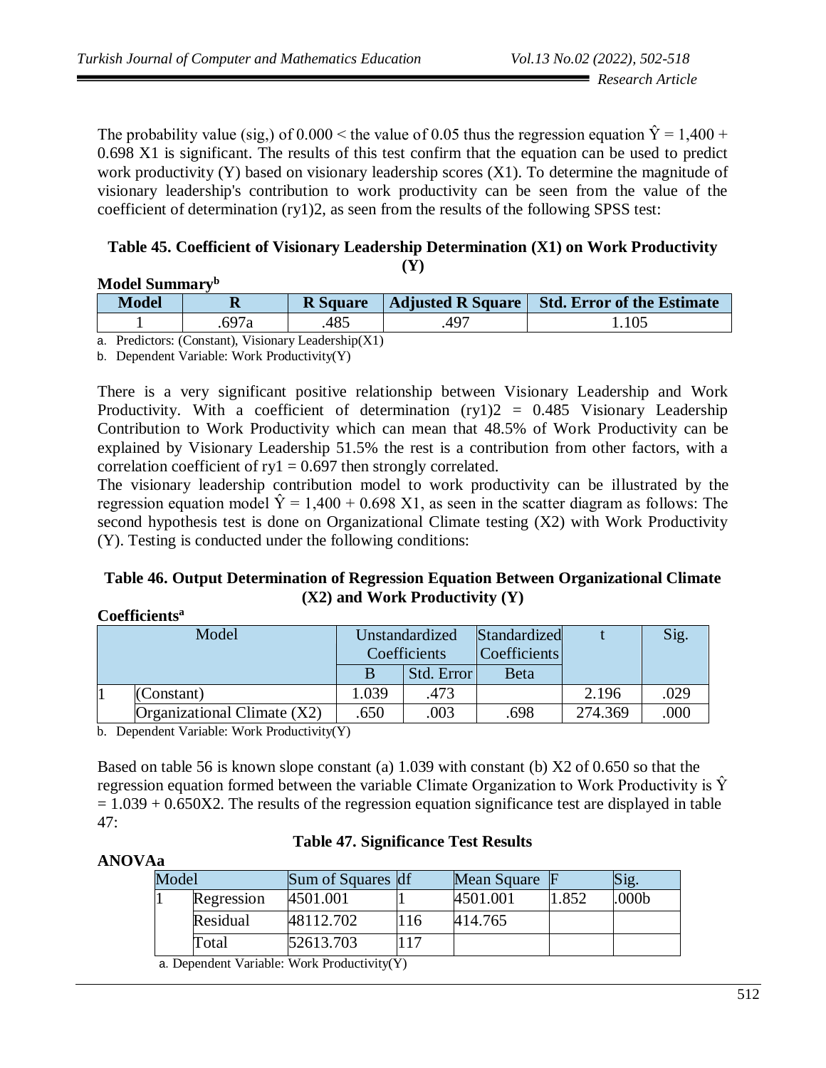The probability value (sig,) of 0.000 < the value of 0.05 thus the regression equation $\hat{Y} = 1{,}400 + 0.698\ X1$ is significant. The results of this test confirm that the equation can be used to predict work productivity (Y) based on visionary leadership scores (X1). To determine the magnitude of visionary leadership's contribution to work productivity can be seen from the value of the coefficient of determination (ry1)2, as seen from the results of the following SPSS test:

**Table 45. Coefficient of Visionary Leadership Determination (X1) on Work Productivity (Y)**

**Model Summary[b]**

| Model | R | R Square | Adjusted R Square | Std. Error of the Estimate |
|---|---|---|---|---|
| 1 | .697a | .485 | .497 | 1.105 |

a. Predictors: (Constant), Visionary Leadership(X1)

b. Dependent Variable: Work Productivity(Y)

There is a very significant positive relationship between Visionary Leadership and Work Productivity. With a coefficient of determination (ry1)2 = 0.485 Visionary Leadership Contribution to Work Productivity which can mean that 48.5% of Work Productivity can be explained by Visionary Leadership 51.5% the rest is a contribution from other factors, with a correlation coefficient of ry1 = 0.697 then strongly correlated.

The visionary leadership contribution model to work productivity can be illustrated by the regression equation model $\hat{Y} = 1{,}400 + 0.698\ X1$, as seen in the scatter diagram as follows: The second hypothesis test is done on Organizational Climate testing (X2) with Work Productivity (Y). Testing is conducted under the following conditions:

**Table 46. Output Determination of Regression Equation Between Organizational Climate (X2) and Work Productivity (Y)**

**Coefficients[a]**

| Model | | Unstandardized Coefficients | | Standardized Coefficients | t | Sig. |
|---|---|---|---|---|---|---|
| | | B | Std. Error | Beta | | |
| 1 | (Constant) | 1.039 | .473 | | 2.196 | .029 |
| | Organizational Climate (X2) | .650 | .003 | .698 | 274.369 | .000 |

b. Dependent Variable: Work Productivity(Y)

Based on table 56 is known slope constant (a) 1.039 with constant (b) X2 of 0.650 so that the regression equation formed between the variable Climate Organization to Work Productivity is $\hat{Y} = 1.039 + 0.650X2$. The results of the regression equation significance test are displayed in table 47:

**Table 47. Significance Test Results**

**ANOVAa**

| Model | | Sum of Squares | df | Mean Square | F | Sig. |
|---|---|---|---|---|---|---|
| 1 | Regression | 4501.001 | 1 | 4501.001 | 1.852 | .000b |
| | Residual | 48112.702 | 116 | 414.765 | | |
| | Total | 52613.703 | 117 | | | |

a. Dependent Variable: Work Productivity(Y)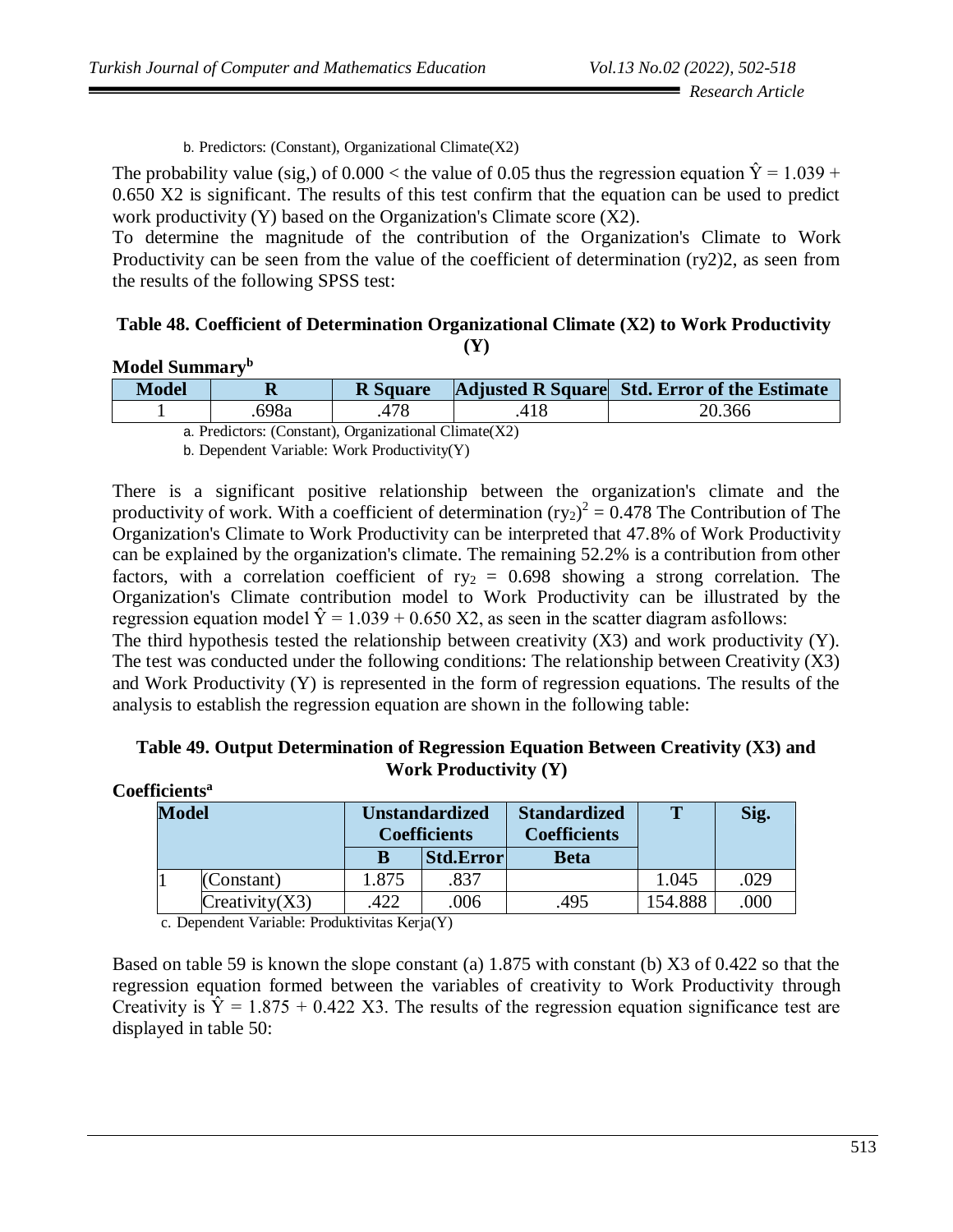b. Predictors: (Constant), Organizational Climate(X2)

The probability value (sig,) of 0.000 < the value of 0.05 thus the regression equation $\hat{Y} = 1.039 + 0.650$ X2 is significant. The results of this test confirm that the equation can be used to predict work productivity (Y) based on the Organization's Climate score (X2).

To determine the magnitude of the contribution of the Organization's Climate to Work Productivity can be seen from the value of the coefficient of determination (ry2)2, as seen from the results of the following SPSS test:

**Table 48. Coefficient of Determination Organizational Climate (X2) to Work Productivity (Y)**

**Model Summary[b]**

| Model | R | R Square | Adjusted R Square | Std. Error of the Estimate |
|---|---|---|---|---|
| 1 | .698a | .478 | .418 | 20.366 |

a. Predictors: (Constant), Organizational Climate(X2)

b. Dependent Variable: Work Productivity(Y)

There is a significant positive relationship between the organization's climate and the productivity of work. With a coefficient of determination $(ry_2)^2 = 0.478$ The Contribution of The Organization's Climate to Work Productivity can be interpreted that 47.8% of Work Productivity can be explained by the organization's climate. The remaining 52.2% is a contribution from other factors, with a correlation coefficient of $ry_2 = 0.698$ showing a strong correlation. The Organization's Climate contribution model to Work Productivity can be illustrated by the regression equation model $\hat{Y} = 1.039 + 0.650$ X2, as seen in the scatter diagram asfollows:

The third hypothesis tested the relationship between creativity (X3) and work productivity (Y). The test was conducted under the following conditions: The relationship between Creativity (X3) and Work Productivity (Y) is represented in the form of regression equations. The results of the analysis to establish the regression equation are shown in the following table:

**Table 49. Output Determination of Regression Equation Between Creativity (X3) and Work Productivity (Y)**

**Coefficients[a]**

| Model | | Unstandardized Coefficients | | Standardized Coefficients | T | Sig. |
|---|---|---|---|---|---|---|
| | | B | Std.Error | Beta | | |
| 1 | (Constant) | 1.875 | .837 | | 1.045 | .029 |
| | Creativity(X3) | .422 | .006 | .495 | 154.888 | .000 |

c. Dependent Variable: Produktivitas Kerja(Y)

Based on table 59 is known the slope constant (a) 1.875 with constant (b) X3 of 0.422 so that the regression equation formed between the variables of creativity to Work Productivity through Creativity is $\hat{Y} = 1.875 + 0.422$ X3. The results of the regression equation significance test are displayed in table 50: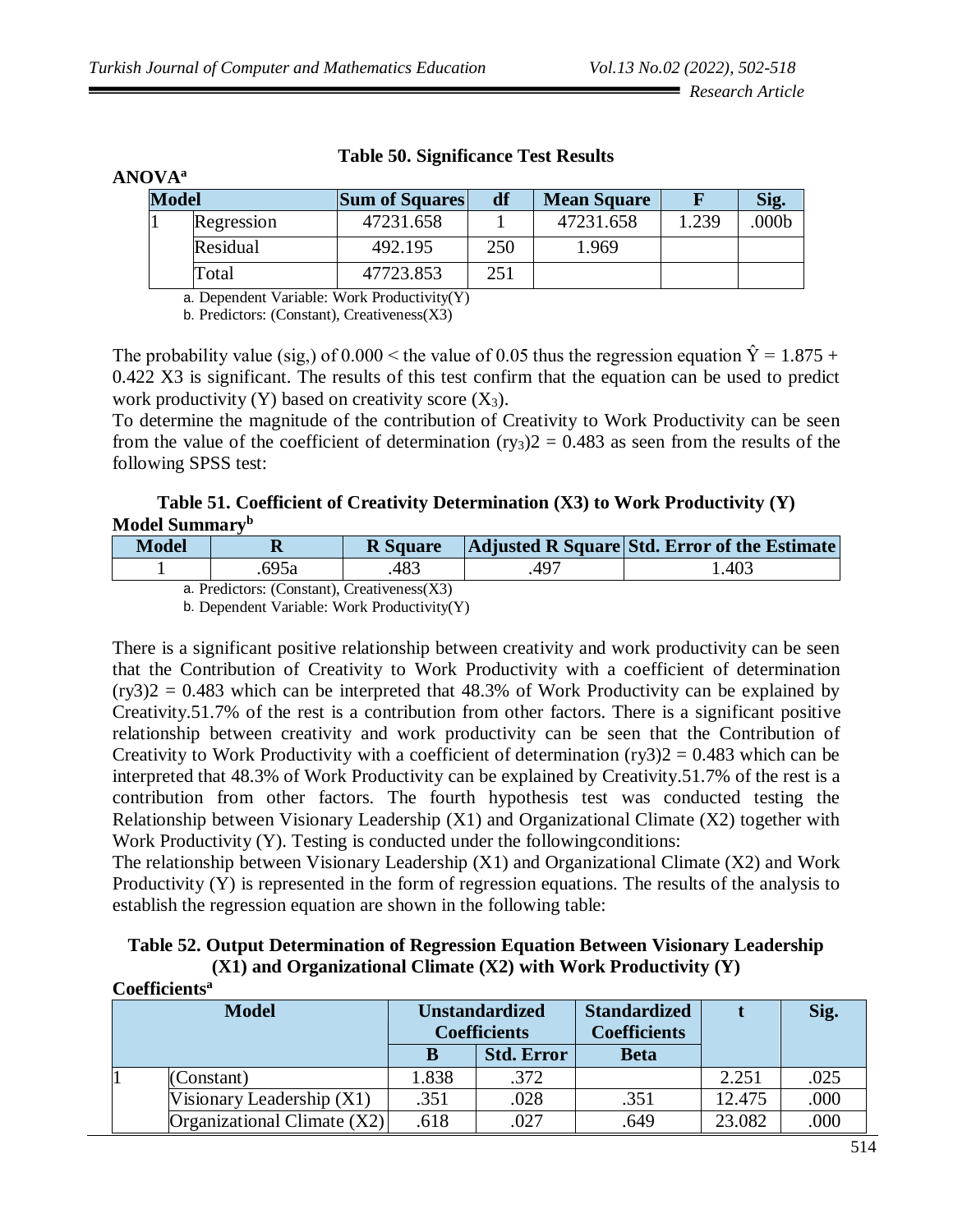**Table 50. Significance Test Results**

**ANOVA[a]**

| Model | | Sum of Squares | df | Mean Square | F | Sig. |
|---|---|---|---|---|---|---|
| 1 | Regression | 47231.658 | 1 | 47231.658 | 1.239 | .000b |
| | Residual | 492.195 | 250 | 1.969 | | |
| | Total | 47723.853 | 251 | | | |

a. Dependent Variable: Work Productivity(Y)

b. Predictors: (Constant), Creativeness(X3)

The probability value (sig,) of 0.000 < the value of 0.05 thus the regression equation $\hat{Y} = 1.875 + 0.422\ X3$ is significant. The results of this test confirm that the equation can be used to predict work productivity (Y) based on creativity score ($X_3$).

To determine the magnitude of the contribution of Creativity to Work Productivity can be seen from the value of the coefficient of determination $(ry_3)2 = 0.483$ as seen from the results of the following SPSS test:

**Table 51. Coefficient of Creativity Determination (X3) to Work Productivity (Y)**

**Model Summary[b]**

| Model | R | R Square | Adjusted R Square | Std. Error of the Estimate |
|---|---|---|---|---|
| 1 | .695a | .483 | .497 | 1.403 |

a. Predictors: (Constant), Creativeness(X3)

b. Dependent Variable: Work Productivity(Y)

There is a significant positive relationship between creativity and work productivity can be seen that the Contribution of Creativity to Work Productivity with a coefficient of determination (ry3)2 = 0.483 which can be interpreted that 48.3% of Work Productivity can be explained by Creativity.51.7% of the rest is a contribution from other factors. There is a significant positive relationship between creativity and work productivity can be seen that the Contribution of Creativity to Work Productivity with a coefficient of determination (ry3)2 = 0.483 which can be interpreted that 48.3% of Work Productivity can be explained by Creativity.51.7% of the rest is a contribution from other factors. The fourth hypothesis test was conducted testing the Relationship between Visionary Leadership (X1) and Organizational Climate (X2) together with Work Productivity (Y). Testing is conducted under the followingconditions:

The relationship between Visionary Leadership (X1) and Organizational Climate (X2) and Work Productivity (Y) is represented in the form of regression equations. The results of the analysis to establish the regression equation are shown in the following table:

**Table 52. Output Determination of Regression Equation Between Visionary Leadership (X1) and Organizational Climate (X2) with Work Productivity (Y)**

**Coefficients[a]**

| Model | | Unstandardized Coefficients | | Standardized Coefficients | t | Sig. |
|---|---|---|---|---|---|---|
| | | B | Std. Error | Beta | | |
| 1 | (Constant) | 1.838 | .372 | | 2.251 | .025 |
| | Visionary Leadership (X1) | .351 | .028 | .351 | 12.475 | .000 |
| | Organizational Climate (X2) | .618 | .027 | .649 | 23.082 | .000 |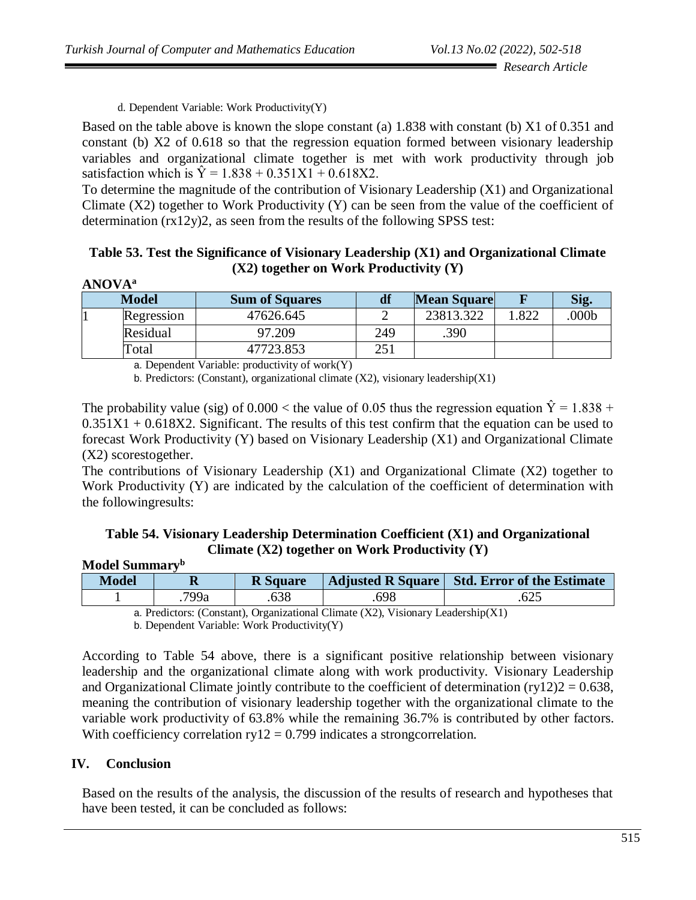d. Dependent Variable: Work Productivity(Y)

Based on the table above is known the slope constant (a) 1.838 with constant (b) X1 of 0.351 and constant (b) X2 of 0.618 so that the regression equation formed between visionary leadership variables and organizational climate together is met with work productivity through job satisfaction which is $\hat{Y} = 1.838 + 0.351X1 + 0.618X2$.

To determine the magnitude of the contribution of Visionary Leadership (X1) and Organizational Climate (X2) together to Work Productivity (Y) can be seen from the value of the coefficient of determination (rx12y)2, as seen from the results of the following SPSS test:

**Table 53. Test the Significance of Visionary Leadership (X1) and Organizational Climate (X2) together on Work Productivity (Y)**

**ANOVA[a]**

| Model | | Sum of Squares | df | Mean Square | F | Sig. |
|---|---|---|---|---|---|---|
| 1 | Regression | 47626.645 | 2 | 23813.322 | 1.822 | .000b |
| | Residual | 97.209 | 249 | .390 | | |
| | Total | 47723.853 | 251 | | | |

a. Dependent Variable: productivity of work(Y)

b. Predictors: (Constant), organizational climate (X2), visionary leadership(X1)

The probability value (sig) of 0.000 < the value of 0.05 thus the regression equation $\hat{Y} = 1.838 + 0.351X1 + 0.618X2$. Significant. The results of this test confirm that the equation can be used to forecast Work Productivity (Y) based on Visionary Leadership (X1) and Organizational Climate (X2) scorestogether.

The contributions of Visionary Leadership (X1) and Organizational Climate (X2) together to Work Productivity (Y) are indicated by the calculation of the coefficient of determination with the followingresults:

**Table 54. Visionary Leadership Determination Coefficient (X1) and Organizational Climate (X2) together on Work Productivity (Y)**

**Model Summary[b]**

| Model | R | R Square | Adjusted R Square | Std. Error of the Estimate |
|---|---|---|---|---|
| 1 | .799a | .638 | .698 | .625 |

a. Predictors: (Constant), Organizational Climate (X2), Visionary Leadership(X1)

b. Dependent Variable: Work Productivity(Y)

According to Table 54 above, there is a significant positive relationship between visionary leadership and the organizational climate along with work productivity. Visionary Leadership and Organizational Climate jointly contribute to the coefficient of determination (ry12)2 = 0.638, meaning the contribution of visionary leadership together with the organizational climate to the variable work productivity of 63.8% while the remaining 36.7% is contributed by other factors. With coefficiency correlation ry12 = 0.799 indicates a strongcorrelation.

## IV. Conclusion

Based on the results of the analysis, the discussion of the results of research and hypotheses that have been tested, it can be concluded as follows: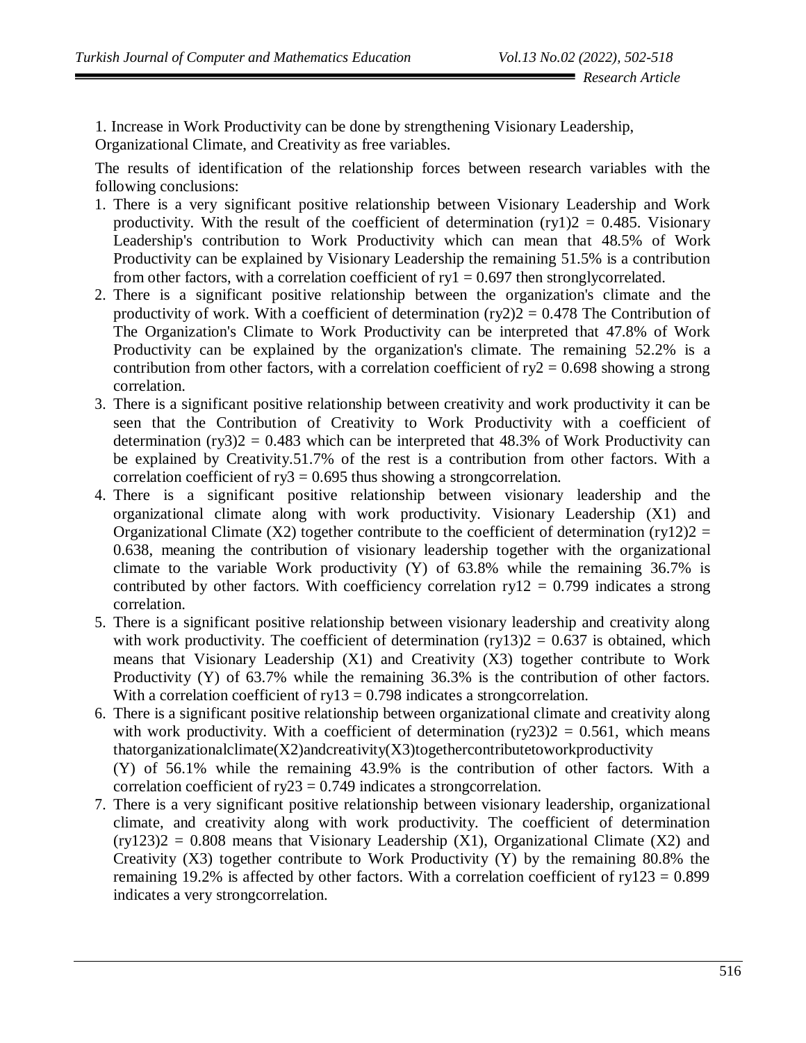1. Increase in Work Productivity can be done by strengthening Visionary Leadership, Organizational Climate, and Creativity as free variables.

The results of identification of the relationship forces between research variables with the following conclusions:

1. There is a very significant positive relationship between Visionary Leadership and Work productivity. With the result of the coefficient of determination $(ry1)2 = 0.485$. Visionary Leadership's contribution to Work Productivity which can mean that 48.5% of Work Productivity can be explained by Visionary Leadership the remaining 51.5% is a contribution from other factors, with a correlation coefficient of $ry1 = 0.697$ then stronglycorrelated.
2. There is a significant positive relationship between the organization's climate and the productivity of work. With a coefficient of determination $(ry2)2 = 0.478$ The Contribution of The Organization's Climate to Work Productivity can be interpreted that 47.8% of Work Productivity can be explained by the organization's climate. The remaining 52.2% is a contribution from other factors, with a correlation coefficient of $ry2 = 0.698$ showing a strong correlation.
3. There is a significant positive relationship between creativity and work productivity it can be seen that the Contribution of Creativity to Work Productivity with a coefficient of determination $(ry3)2 = 0.483$ which can be interpreted that 48.3% of Work Productivity can be explained by Creativity.51.7% of the rest is a contribution from other factors. With a correlation coefficient of $ry3 = 0.695$ thus showing a strongcorrelation.
4. There is a significant positive relationship between visionary leadership and the organizational climate along with work productivity. Visionary Leadership (X1) and Organizational Climate (X2) together contribute to the coefficient of determination $(ry12)2 = 0.638$, meaning the contribution of visionary leadership together with the organizational climate to the variable Work productivity (Y) of 63.8% while the remaining 36.7% is contributed by other factors. With coefficiency correlation $ry12 = 0.799$ indicates a strong correlation.
5. There is a significant positive relationship between visionary leadership and creativity along with work productivity. The coefficient of determination $(ry13)2 = 0.637$ is obtained, which means that Visionary Leadership (X1) and Creativity (X3) together contribute to Work Productivity (Y) of 63.7% while the remaining 36.3% is the contribution of other factors. With a correlation coefficient of $ry13 = 0.798$ indicates a strongcorrelation.
6. There is a significant positive relationship between organizational climate and creativity along with work productivity. With a coefficient of determination $(ry23)2 = 0.561$, which means thatorganizationalclimate(X2)andcreativity(X3)togethercontributetoworkproductivity (Y) of 56.1% while the remaining 43.9% is the contribution of other factors. With a correlation coefficient of $ry23 = 0.749$ indicates a strongcorrelation.
7. There is a very significant positive relationship between visionary leadership, organizational climate, and creativity along with work productivity. The coefficient of determination $(ry123)2 = 0.808$ means that Visionary Leadership (X1), Organizational Climate (X2) and Creativity (X3) together contribute to Work Productivity (Y) by the remaining 80.8% the remaining 19.2% is affected by other factors. With a correlation coefficient of $ry123 = 0.899$ indicates a very strongcorrelation.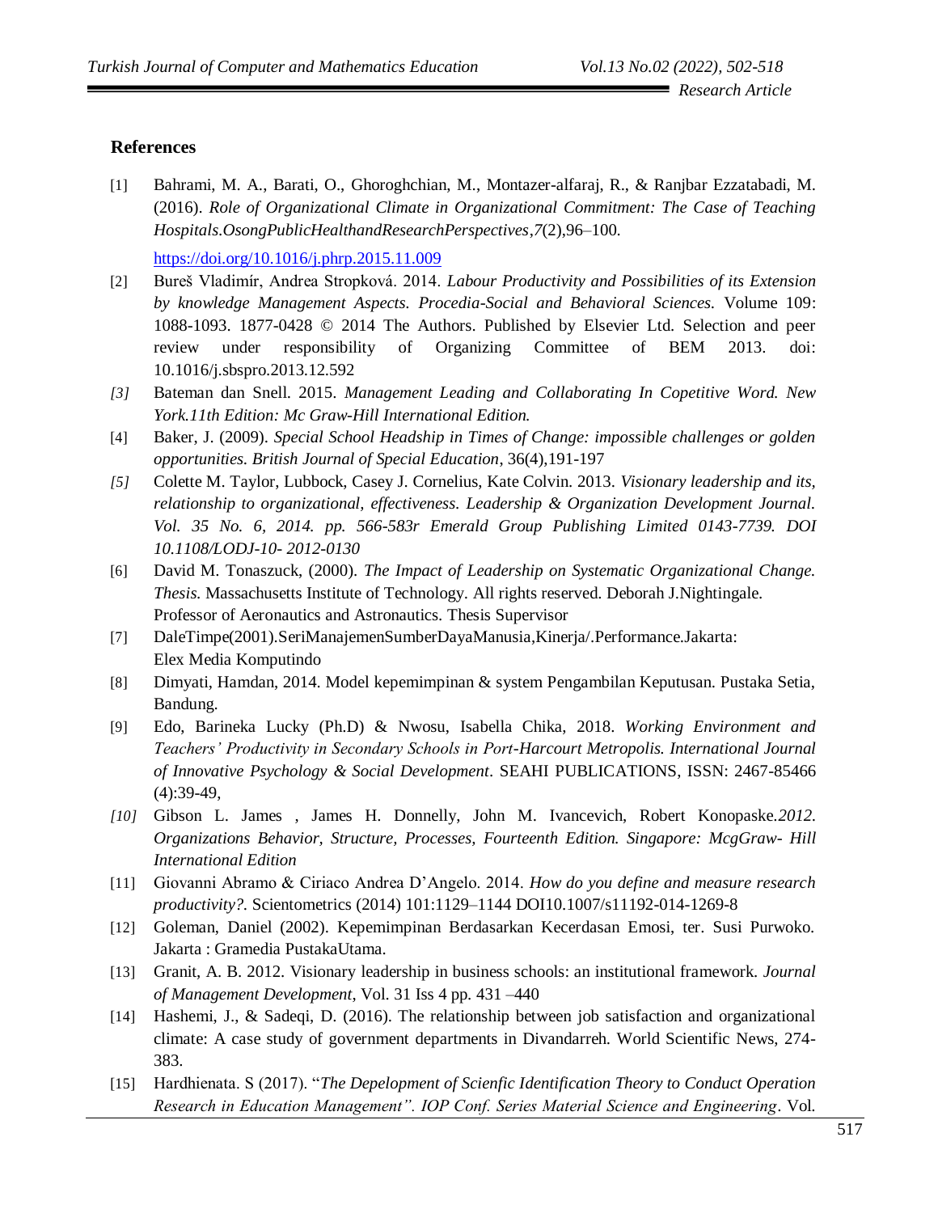## References

[1] Bahrami, M. A., Barati, O., Ghoroghchian, M., Montazer-alfaraj, R., & Ranjbar Ezzatabadi, M. (2016). *Role of Organizational Climate in Organizational Commitment: The Case of Teaching Hospitals.OsongPublicHealthandResearchPerspectives*,*7*(2),96–100. https://doi.org/10.1016/j.phrp.2015.11.009

[2] Bureš Vladimír, Andrea Stropková. 2014. *Labour Productivity and Possibilities of its Extension by knowledge Management Aspects. Procedia-Social and Behavioral Sciences.* Volume 109: 1088-1093. 1877-0428 © 2014 The Authors. Published by Elsevier Ltd. Selection and peer review under responsibility of Organizing Committee of BEM 2013. doi: 10.1016/j.sbspro.2013.12.592

*[3]* Bateman dan Snell. 2015. *Management Leading and Collaborating In Copetitive Word. New York.11th Edition: Mc Graw-Hill International Edition.*

[4] Baker, J. (2009). *Special School Headship in Times of Change: impossible challenges or golden opportunities. British Journal of Special Education*, 36(4),191-197

*[5]* Colette M. Taylor, Lubbock, Casey J. Cornelius, Kate Colvin. 2013. *Visionary leadership and its, relationship to organizational, effectiveness. Leadership & Organization Development Journal. Vol. 35 No. 6, 2014. pp. 566-583r Emerald Group Publishing Limited 0143-7739. DOI 10.1108/LODJ-10- 2012-0130*

[6] David M. Tonaszuck, (2000). *The Impact of Leadership on Systematic Organizational Change. Thesis.* Massachusetts Institute of Technology. All rights reserved. Deborah J.Nightingale. Professor of Aeronautics and Astronautics. Thesis Supervisor

[7] DaleTimpe(2001).SeriManajemenSumberDayaManusia,Kinerja/.Performance.Jakarta: Elex Media Komputindo

[8] Dimyati, Hamdan, 2014. Model kepemimpinan & system Pengambilan Keputusan. Pustaka Setia, Bandung.

[9] Edo, Barineka Lucky (Ph.D) & Nwosu, Isabella Chika, 2018. *Working Environment and Teachers' Productivity in Secondary Schools in Port-Harcourt Metropolis. International Journal of Innovative Psychology & Social Development*. SEAHI PUBLICATIONS, ISSN: 2467-85466 (4):39-49,

*[10]* Gibson L. James , James H. Donnelly, John M. Ivancevich, Robert Konopaske.*2012. Organizations Behavior, Structure, Processes, Fourteenth Edition. Singapore: McgGraw- Hill International Edition*

[11] Giovanni Abramo & Ciriaco Andrea D'Angelo. 2014. *How do you define and measure research productivity?.* Scientometrics (2014) 101:1129–1144 DOI10.1007/s11192-014-1269-8

[12] Goleman, Daniel (2002). Kepemimpinan Berdasarkan Kecerdasan Emosi, ter. Susi Purwoko. Jakarta : Gramedia PustakaUtama.

[13] Granit, A. B. 2012. Visionary leadership in business schools: an institutional framework. *Journal of Management Development*, Vol. 31 Iss 4 pp. 431 –440

[14] Hashemi, J., & Sadeqi, D. (2016). The relationship between job satisfaction and organizational climate: A case study of government departments in Divandarreh. World Scientific News, 274-383.

[15] Hardhienata. S (2017). "*The Depelopment of Scienfic Identification Theory to Conduct Operation Research in Education Management". IOP Conf. Series Material Science and Engineering*. Vol.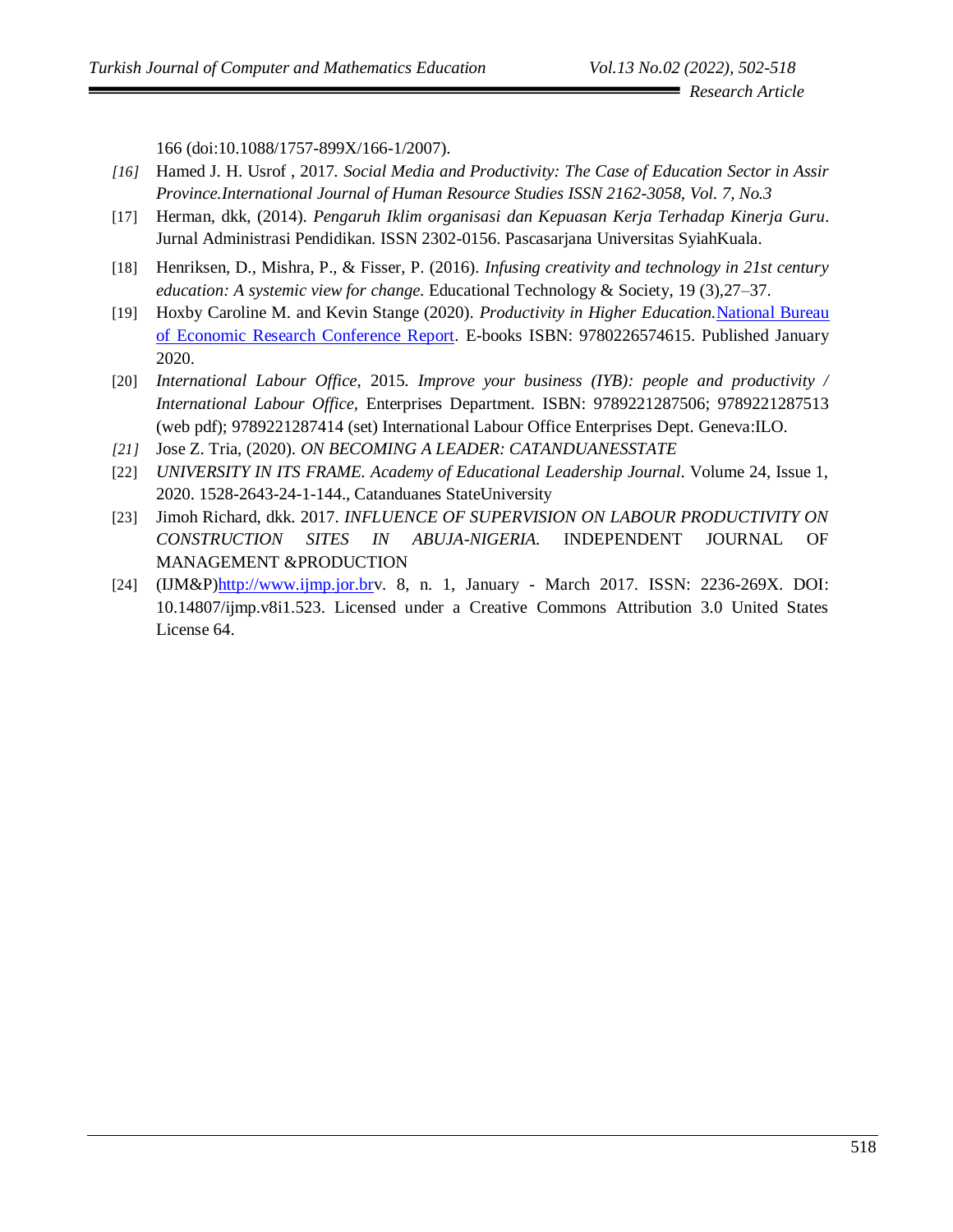166 (doi:10.1088/1757-899X/166-1/2007).

[16] Hamed J. H. Usrof , 2017. *Social Media and Productivity: The Case of Education Sector in Assir Province.International Journal of Human Resource Studies ISSN 2162-3058, Vol. 7, No.3*

[17] Herman, dkk, (2014). *Pengaruh Iklim organisasi dan Kepuasan Kerja Terhadap Kinerja Guru*. Jurnal Administrasi Pendidikan. ISSN 2302-0156. Pascasarjana Universitas SyiahKuala.

[18] Henriksen, D., Mishra, P., & Fisser, P. (2016). *Infusing creativity and technology in 21st century education: A systemic view for change.* Educational Technology & Society, 19 (3),27–37.

[19] Hoxby Caroline M. and Kevin Stange (2020). *Productivity in Higher Education.*National Bureau of Economic Research Conference Report. E-books ISBN: 9780226574615. Published January 2020.

[20] *International Labour Office*, 2015. *Improve your business (IYB): people and productivity / International Labour Office,* Enterprises Department. ISBN: 9789221287506; 9789221287513 (web pdf); 9789221287414 (set) International Labour Office Enterprises Dept. Geneva:ILO.

[21] Jose Z. Tria, (2020). *ON BECOMING A LEADER: CATANDUANESSTATE*

[22] *UNIVERSITY IN ITS FRAME. Academy of Educational Leadership Journal.* Volume 24, Issue 1, 2020. 1528-2643-24-1-144., Catanduanes StateUniversity

[23] Jimoh Richard, dkk. 2017. *INFLUENCE OF SUPERVISION ON LABOUR PRODUCTIVITY ON CONSTRUCTION SITES IN ABUJA-NIGERIA.* INDEPENDENT JOURNAL OF MANAGEMENT &PRODUCTION

[24] (IJM&P)http://www.ijmp.jor.brv. 8, n. 1, January - March 2017. ISSN: 2236-269X. DOI: 10.14807/ijmp.v8i1.523. Licensed under a Creative Commons Attribution 3.0 United States License 64.